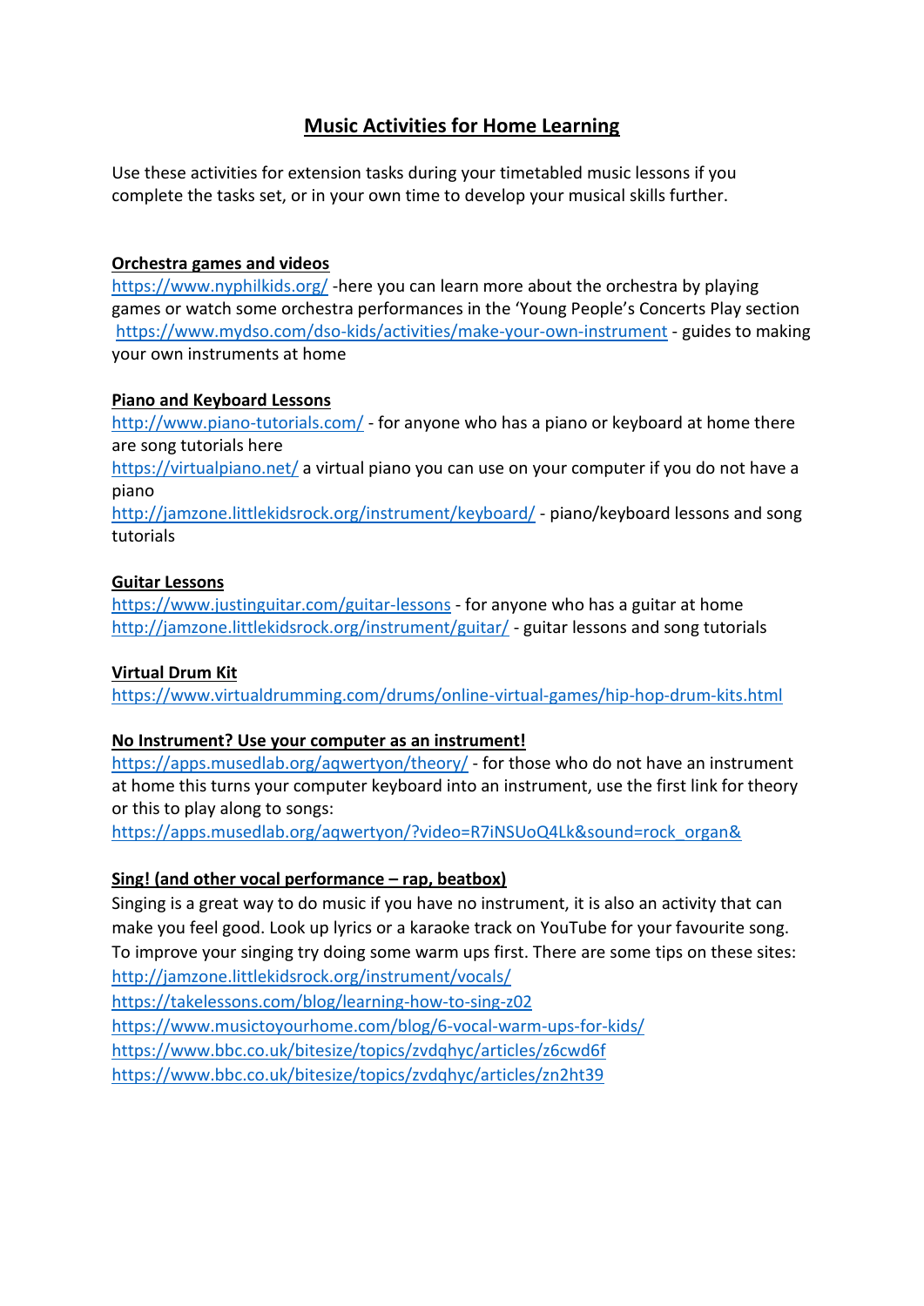# Music Activities for Home Learning

Use these activities for extension tasks during your timetabled music lessons if you complete the tasks set, or in your own time to develop your musical skills further.

**Orchestra games and videos**

https://www.nyphilkids.org/ -here you can learn more about the orchestra by playing games or watch some orchestra performances in the 'Young People's Concerts Play section

https://www.mydso.com/dso-kids/activities/make-your-own-instrument - guides to making your own instruments at home

**Piano and Keyboard Lessons**

http://www.piano-tutorials.com/ - for anyone who has a piano or keyboard at home there are song tutorials here

https://virtualpiano.net/ a virtual piano you can use on your computer if you do not have a piano

http://jamzone.littlekidsrock.org/instrument/keyboard/ - piano/keyboard lessons and song tutorials

**Guitar Lessons**

https://www.justinguitar.com/guitar-lessons - for anyone who has a guitar at home

http://jamzone.littlekidsrock.org/instrument/guitar/ - guitar lessons and song tutorials

**Virtual Drum Kit**

https://www.virtualdrumming.com/drums/online-virtual-games/hip-hop-drum-kits.html

**No Instrument? Use your computer as an instrument!**

https://apps.musedlab.org/aqwertyon/theory/ - for those who do not have an instrument at home this turns your computer keyboard into an instrument, use the first link for theory or this to play along to songs:

https://apps.musedlab.org/aqwertyon/?video=R7iNSUoQ4Lk&sound=rock_organ&

**Sing! (and other vocal performance – rap, beatbox)**

Singing is a great way to do music if you have no instrument, it is also an activity that can make you feel good. Look up lyrics or a karaoke track on YouTube for your favourite song. To improve your singing try doing some warm ups first. There are some tips on these sites:

http://jamzone.littlekidsrock.org/instrument/vocals/

https://takelessons.com/blog/learning-how-to-sing-z02

https://www.musictoyourhome.com/blog/6-vocal-warm-ups-for-kids/

https://www.bbc.co.uk/bitesize/topics/zvdqhyc/articles/z6cwd6f

https://www.bbc.co.uk/bitesize/topics/zvdqhyc/articles/zn2ht39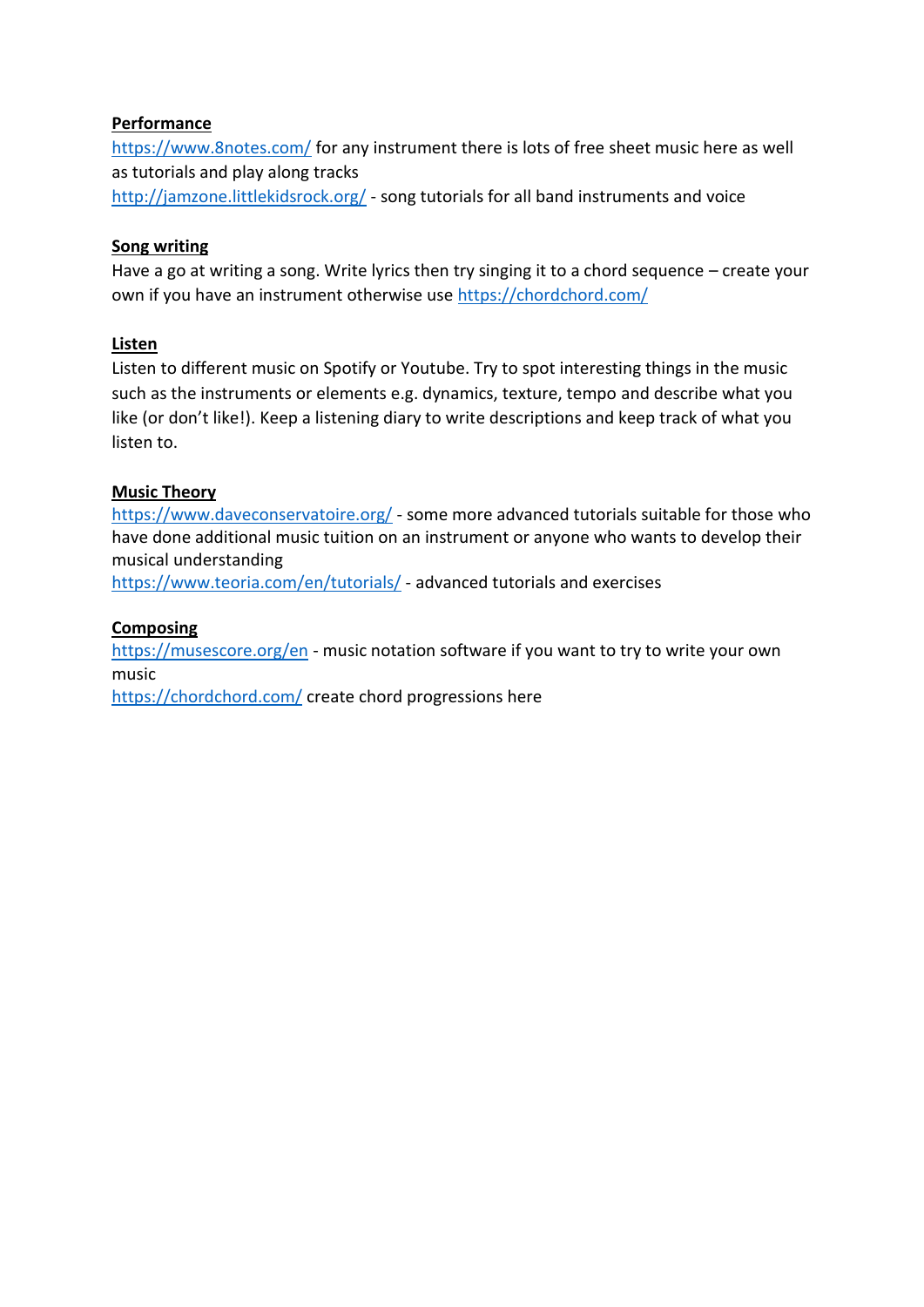**Performance**

https://www.8notes.com/ for any instrument there is lots of free sheet music here as well as tutorials and play along tracks

http://jamzone.littlekidsrock.org/ - song tutorials for all band instruments and voice

**Song writing**

Have a go at writing a song. Write lyrics then try singing it to a chord sequence – create your own if you have an instrument otherwise use https://chordchord.com/

**Listen**

Listen to different music on Spotify or Youtube. Try to spot interesting things in the music such as the instruments or elements e.g. dynamics, texture, tempo and describe what you like (or don't like!). Keep a listening diary to write descriptions and keep track of what you listen to.

**Music Theory**

https://www.daveconservatoire.org/ - some more advanced tutorials suitable for those who have done additional music tuition on an instrument or anyone who wants to develop their musical understanding

https://www.teoria.com/en/tutorials/ - advanced tutorials and exercises

**Composing**

https://musescore.org/en - music notation software if you want to try to write your own music

https://chordchord.com/ create chord progressions here